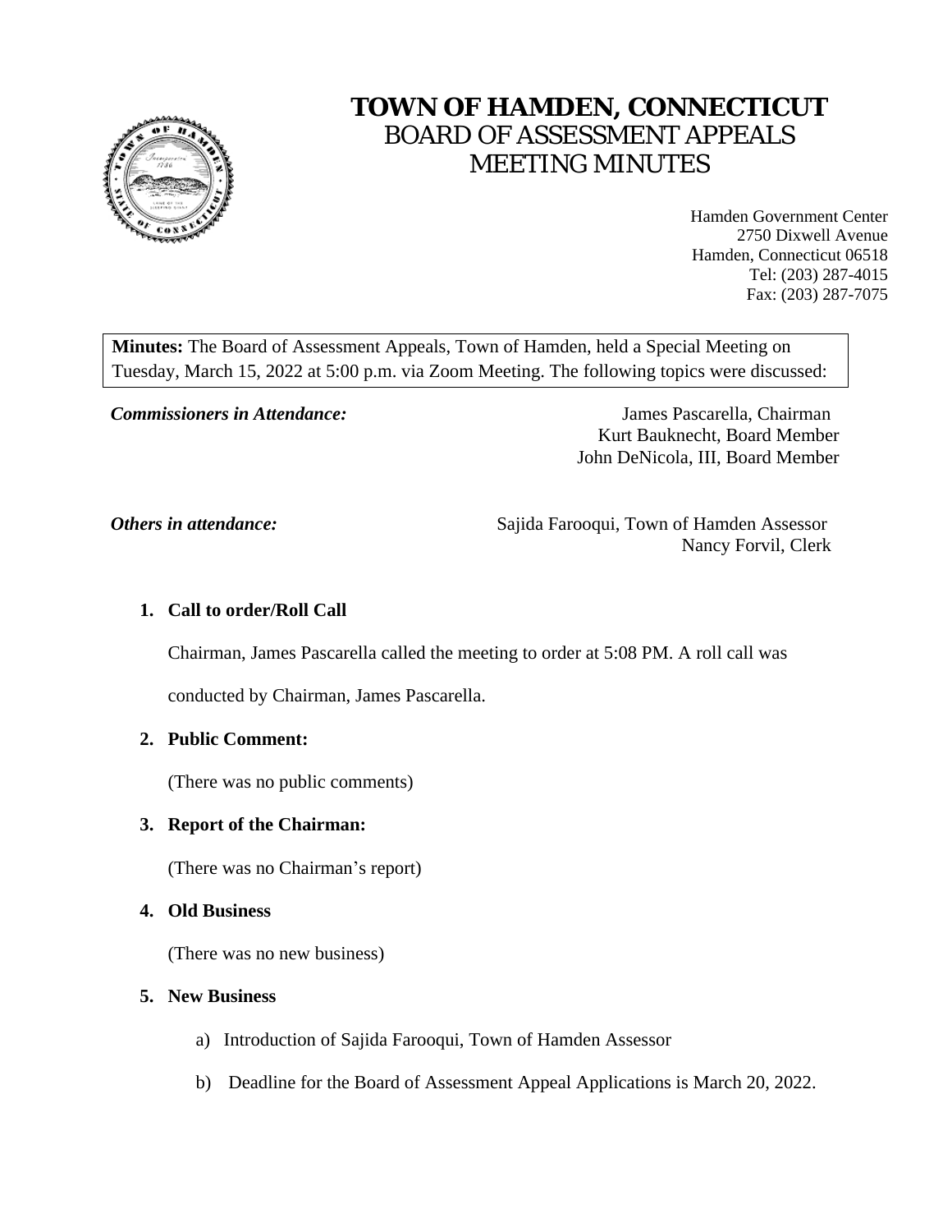# TOWN OF HAMDEN, CONNECTICUT
## BOARD OF ASSESSMENT APPEALS
## MEETING MINUTES

Hamden Government Center
2750 Dixwell Avenue
Hamden, Connecticut 06518
Tel: (203) 287-4015
Fax: (203) 287-7075

**Minutes:** The Board of Assessment Appeals, Town of Hamden, held a Special Meeting on Tuesday, March 15, 2022 at 5:00 p.m. via Zoom Meeting. The following topics were discussed:

***Commissioners in Attendance:***

James Pascarella, Chairman
Kurt Bauknecht, Board Member
John DeNicola, III, Board Member

***Others in attendance:***

Sajida Farooqui, Town of Hamden Assessor
Nancy Forvil, Clerk

1. **Call to order/Roll Call**

   Chairman, James Pascarella called the meeting to order at 5:08 PM. A roll call was conducted by Chairman, James Pascarella.

2. **Public Comment:**

   (There was no public comments)

3. **Report of the Chairman:**

   (There was no Chairman's report)

4. **Old Business**

   (There was no new business)

5. **New Business**

   a) Introduction of Sajida Farooqui, Town of Hamden Assessor

   b) Deadline for the Board of Assessment Appeal Applications is March 20, 2022.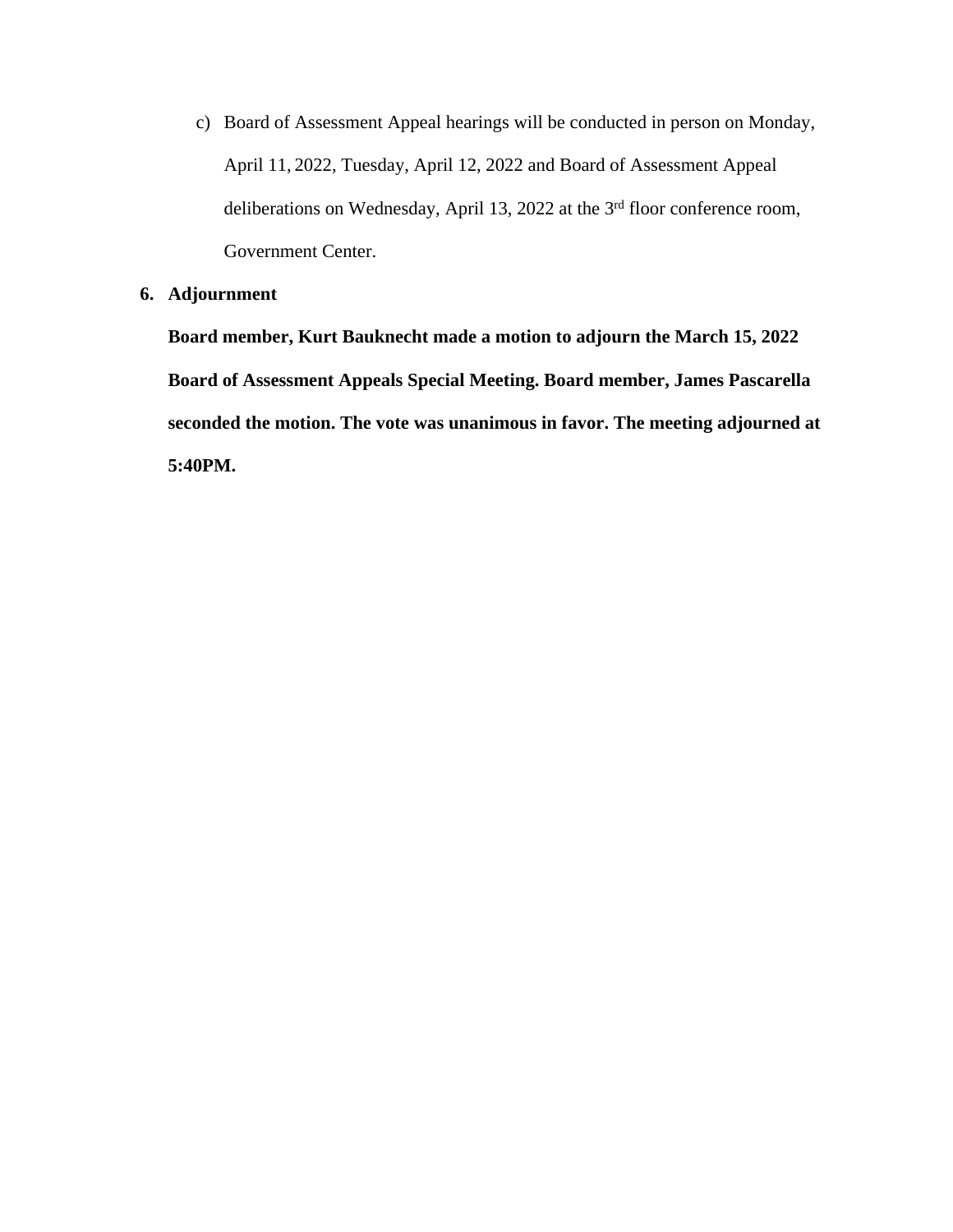c) Board of Assessment Appeal hearings will be conducted in person on Monday, April 11, 2022, Tuesday, April 12, 2022 and Board of Assessment Appeal deliberations on Wednesday, April 13, 2022 at the 3rd floor conference room, Government Center.

**6. Adjournment**

**Board member, Kurt Bauknecht made a motion to adjourn the March 15, 2022 Board of Assessment Appeals Special Meeting. Board member, James Pascarella seconded the motion. The vote was unanimous in favor. The meeting adjourned at 5:40PM.**